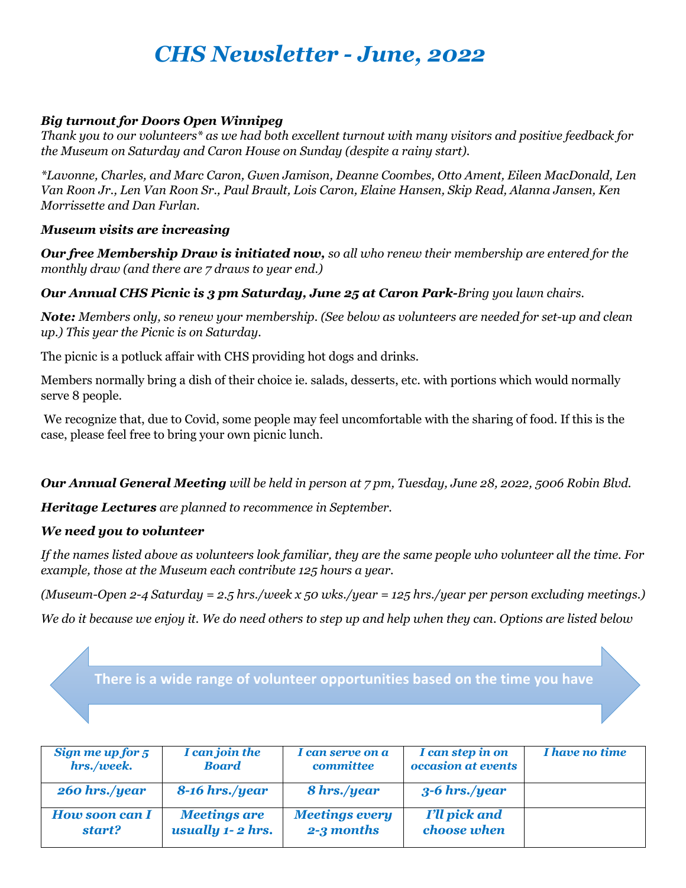# CHS Newsletter - June, 2022

***Big turnout for Doors Open Winnipeg***

*Thank you to our volunteers* as we had both excellent turnout with many visitors and positive feedback for the Museum on Saturday and Caron House on Sunday (despite a rainy start).*

**Lavonne, Charles, and Marc Caron, Gwen Jamison, Deanne Coombes, Otto Ament, Eileen MacDonald, Len Van Roon Jr., Len Van Roon Sr., Paul Brault, Lois Caron, Elaine Hansen, Skip Read, Alanna Jansen, Ken Morrissette and Dan Furlan.*

***Museum visits are increasing***

***Our free Membership Draw is initiated now,*** *so all who renew their membership are entered for the monthly draw (and there are 7 draws to year end.)*

***Our Annual CHS Picnic is 3 pm Saturday, June 25 at Caron Park-****Bring you lawn chairs.*

***Note:*** *Members only, so renew your membership. (See below as volunteers are needed for set-up and clean up.) This year the Picnic is on Saturday.*

The picnic is a potluck affair with CHS providing hot dogs and drinks.

Members normally bring a dish of their choice ie. salads, desserts, etc. with portions which would normally serve 8 people.

We recognize that, due to Covid, some people may feel uncomfortable with the sharing of food. If this is the case, please feel free to bring your own picnic lunch.

***Our Annual General Meeting*** *will be held in person at 7 pm, Tuesday, June 28, 2022, 5006 Robin Blvd.*

***Heritage Lectures*** *are planned to recommence in September.*

***We need you to volunteer***

*If the names listed above as volunteers look familiar, they are the same people who volunteer all the time. For example, those at the Museum each contribute 125 hours a year.*

*(Museum-Open 2-4 Saturday = 2.5 hrs./week x 50 wks./year = 125 hrs./year per person excluding meetings.)*

*We do it because we enjoy it. We do need others to step up and help when they can. Options are listed below*

**There is a wide range of volunteer opportunities based on the time you have**

| Sign me up for 5 hrs./week. | I can join the Board | I can serve on a committee | I can step in on occasion at events | I have no time |
|---|---|---|---|---|
| 260 hrs./year | 8-16 hrs./year | 8 hrs./year | 3-6 hrs./year | |
| How soon can I start? | Meetings are usually 1- 2 hrs. | Meetings every 2-3 months | I'll pick and choose when | |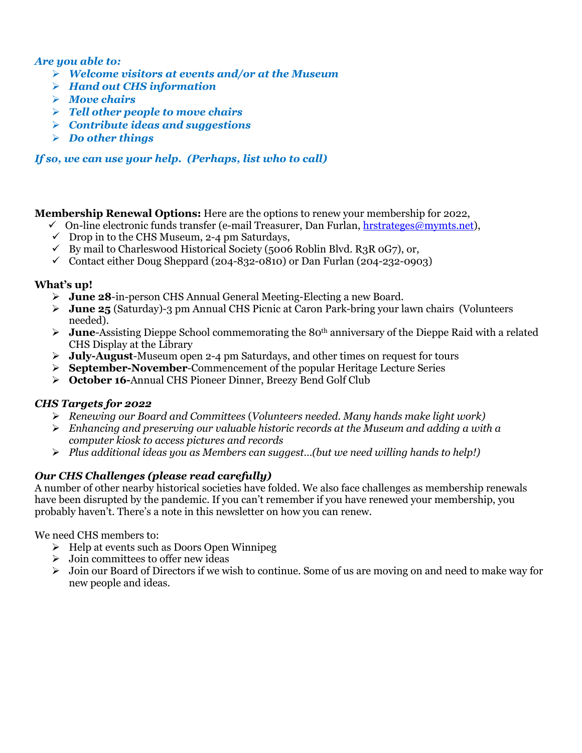***Are you able to:***

- ***Welcome visitors at events and/or at the Museum***
- ***Hand out CHS information***
- ***Move chairs***
- ***Tell other people to move chairs***
- ***Contribute ideas and suggestions***
- ***Do other things***

***If so, we can use your help. (Perhaps, list who to call)***

**Membership Renewal Options:** Here are the options to renew your membership for 2022,

- ✓ On-line electronic funds transfer (e-mail Treasurer, Dan Furlan, hrstrateges@mymts.net),
- ✓ Drop in to the CHS Museum, 2-4 pm Saturdays,
- ✓ By mail to Charleswood Historical Society (5006 Roblin Blvd. R3R 0G7), or,
- ✓ Contact either Doug Sheppard (204-832-0810) or Dan Furlan (204-232-0903)

**What's up!**

- **June 28**-in-person CHS Annual General Meeting-Electing a new Board.
- **June 25** (Saturday)-3 pm Annual CHS Picnic at Caron Park-bring your lawn chairs (Volunteers needed).
- **June**-Assisting Dieppe School commemorating the 80th anniversary of the Dieppe Raid with a related CHS Display at the Library
- **July-August**-Museum open 2-4 pm Saturdays, and other times on request for tours
- **September-November**-Commencement of the popular Heritage Lecture Series
- **October 16-**Annual CHS Pioneer Dinner, Breezy Bend Golf Club

***CHS Targets for 2022***

- *Renewing our Board and Committees* (*Volunteers needed. Many hands make light work)*
- *Enhancing and preserving our valuable historic records at the Museum and adding a with a computer kiosk to access pictures and records*
- *Plus additional ideas you as Members can suggest…(but we need willing hands to help!)*

***Our CHS Challenges (please read carefully)***

A number of other nearby historical societies have folded. We also face challenges as membership renewals have been disrupted by the pandemic. If you can't remember if you have renewed your membership, you probably haven't. There's a note in this newsletter on how you can renew.

We need CHS members to:

- Help at events such as Doors Open Winnipeg
- Join committees to offer new ideas
- Join our Board of Directors if we wish to continue. Some of us are moving on and need to make way for new people and ideas.